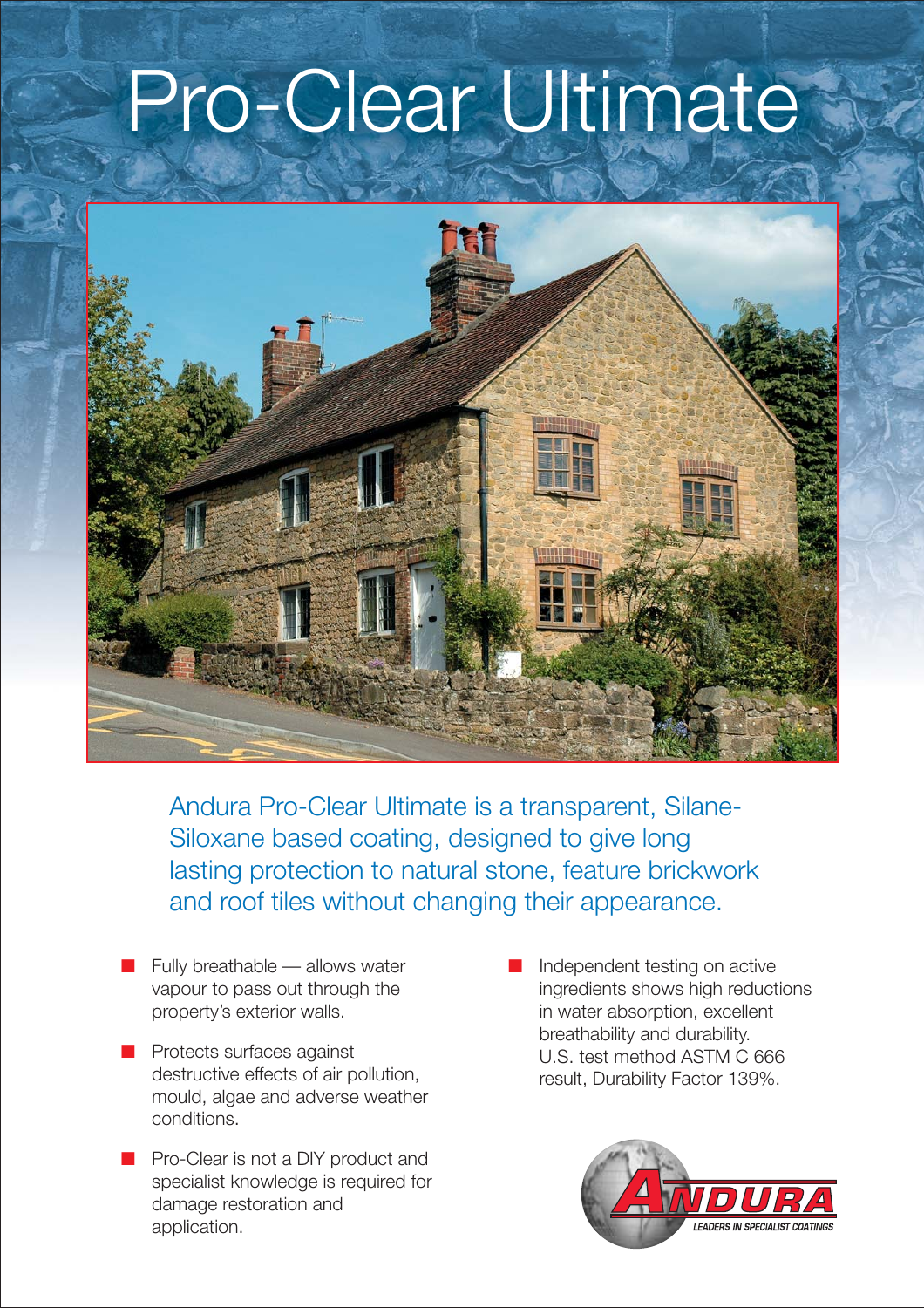# Pro-Clear Ultimate

Andura Pro-Clear Ultimate is a transparent, Silane-Siloxane based coating, designed to give long lasting protection to natural stone, feature brickwork and roof tiles without changing their appearance.

- Fully breathable — allows water vapour to pass out through the property's exterior walls.
- Protects surfaces against destructive effects of air pollution, mould, algae and adverse weather conditions.
- Pro-Clear is not a DIY product and specialist knowledge is required for damage restoration and application.
- Independent testing on active ingredients shows high reductions in water absorption, excellent breathability and durability. U.S. test method ASTM C 666 result, Durability Factor 139%.

ANDURA
LEADERS IN SPECIALIST COATINGS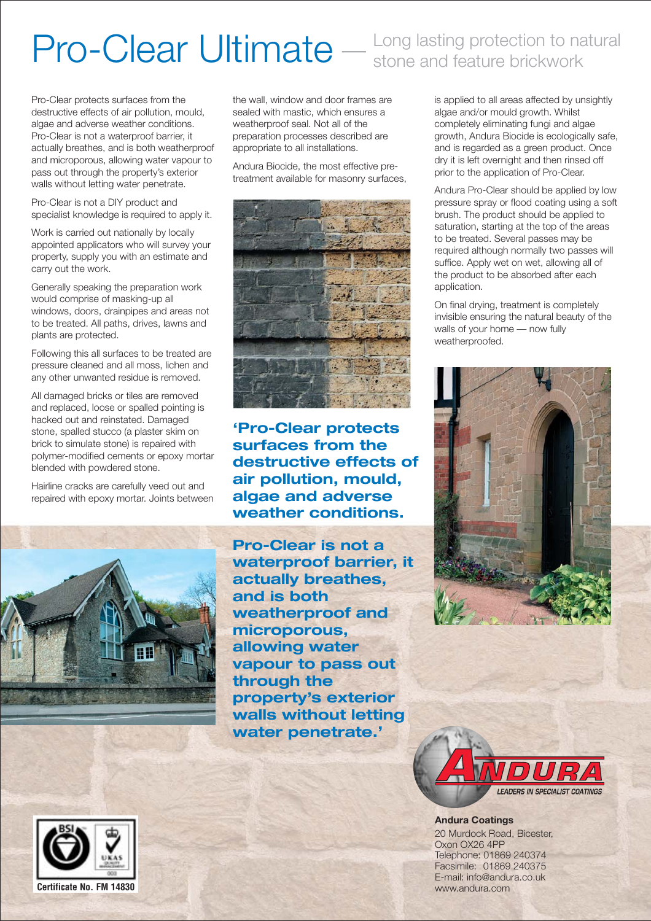# Pro-Clear Ultimate — Long lasting protection to natural stone and feature brickwork

Pro-Clear protects surfaces from the destructive effects of air pollution, mould, algae and adverse weather conditions. Pro-Clear is not a waterproof barrier, it actually breathes, and is both weatherproof and microporous, allowing water vapour to pass out through the property's exterior walls without letting water penetrate.

Pro-Clear is not a DIY product and specialist knowledge is required to apply it.

Work is carried out nationally by locally appointed applicators who will survey your property, supply you with an estimate and carry out the work.

Generally speaking the preparation work would comprise of masking-up all windows, doors, drainpipes and areas not to be treated. All paths, drives, lawns and plants are protected.

Following this all surfaces to be treated are pressure cleaned and all moss, lichen and any other unwanted residue is removed.

All damaged bricks or tiles are removed and replaced, loose or spalled pointing is hacked out and reinstated. Damaged stone, spalled stucco (a plaster skim on brick to simulate stone) is repaired with polymer-modified cements or epoxy mortar blended with powdered stone.

Hairline cracks are carefully veed out and repaired with epoxy mortar. Joints between the wall, window and door frames are sealed with mastic, which ensures a weatherproof seal. Not all of the preparation processes described are appropriate to all installations.

Andura Biocide, the most effective pre-treatment available for masonry surfaces, is applied to all areas affected by unsightly algae and/or mould growth. Whilst completely eliminating fungi and algae growth, Andura Biocide is ecologically safe, and is regarded as a green product. Once dry it is left overnight and then rinsed off prior to the application of Pro-Clear.

Andura Pro-Clear should be applied by low pressure spray or flood coating using a soft brush. The product should be applied to saturation, starting at the top of the areas to be treated. Several passes may be required although normally two passes will suffice. Apply wet on wet, allowing all of the product to be absorbed after each application.

On final drying, treatment is completely invisible ensuring the natural beauty of the walls of your home — now fully weatherproofed.

**'Pro-Clear protects surfaces from the destructive effects of air pollution, mould, algae and adverse weather conditions.**

**Pro-Clear is not a waterproof barrier, it actually breathes, and is both weatherproof and microporous, allowing water vapour to pass out through the property's exterior walls without letting water penetrate.'**

ANDURA
LEADERS IN SPECIALIST COATINGS

**Andura Coatings**
20 Murdock Road, Bicester,
Oxon OX26 4PP
Telephone: 01869 240374
Facsimile: 01869 240375
E-mail: info@andura.co.uk
www.andura.com

Certificate No. FM 14830